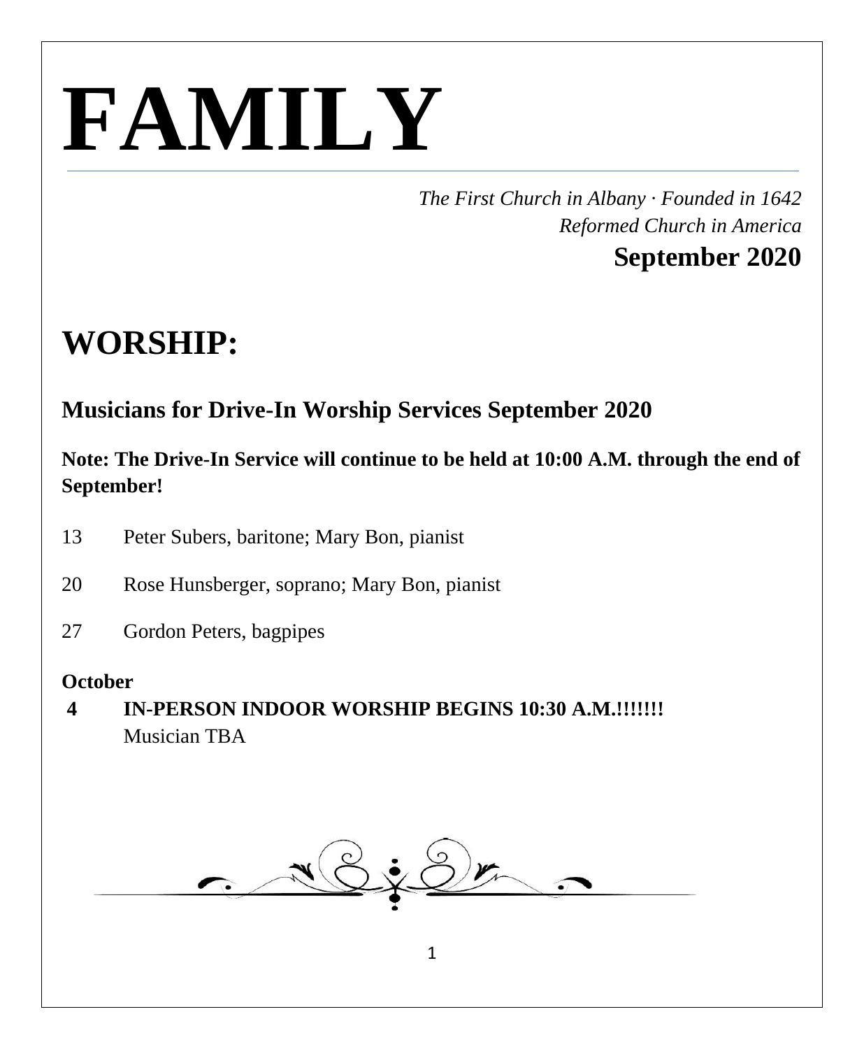# FAMILY

*The First Church in Albany · Founded in 1642*
*Reformed Church in America*
**September 2020**

# WORSHIP:

## Musicians for Drive-In Worship Services September 2020

**Note: The Drive-In Service will continue to be held at 10:00 A.M. through the end of September!**

13 Peter Subers, baritone; Mary Bon, pianist

20 Rose Hunsberger, soprano; Mary Bon, pianist

27 Gordon Peters, bagpipes

**October**

**4 IN-PERSON INDOOR WORSHIP BEGINS 10:30 A.M.!!!!!!!**
Musician TBA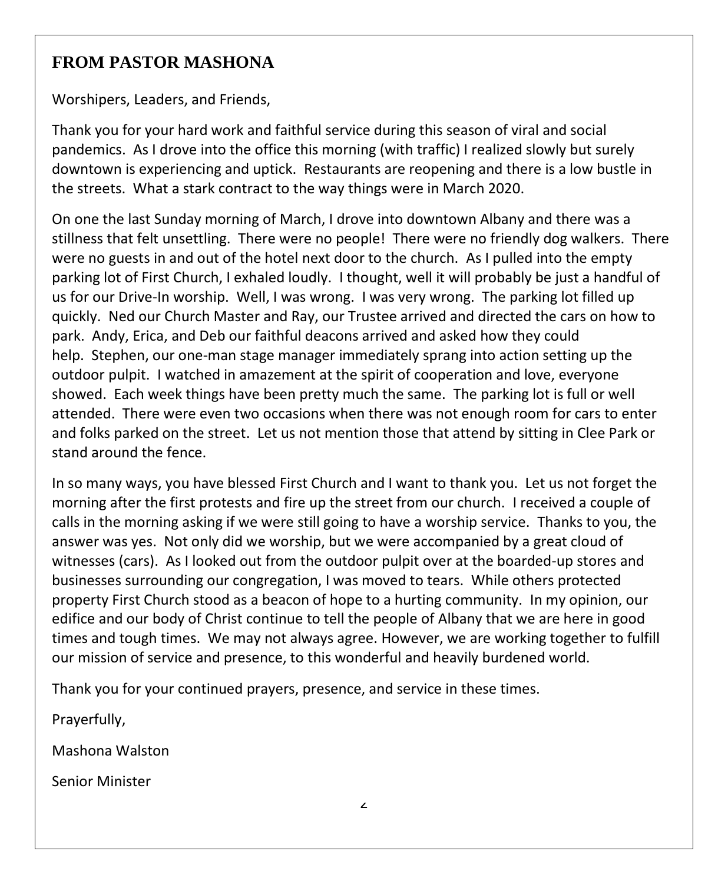## FROM PASTOR MASHONA

Worshipers, Leaders, and Friends,

Thank you for your hard work and faithful service during this season of viral and social pandemics. As I drove into the office this morning (with traffic) I realized slowly but surely downtown is experiencing and uptick. Restaurants are reopening and there is a low bustle in the streets. What a stark contract to the way things were in March 2020.

On one the last Sunday morning of March, I drove into downtown Albany and there was a stillness that felt unsettling. There were no people! There were no friendly dog walkers. There were no guests in and out of the hotel next door to the church. As I pulled into the empty parking lot of First Church, I exhaled loudly. I thought, well it will probably be just a handful of us for our Drive-In worship. Well, I was wrong. I was very wrong. The parking lot filled up quickly. Ned our Church Master and Ray, our Trustee arrived and directed the cars on how to park. Andy, Erica, and Deb our faithful deacons arrived and asked how they could help. Stephen, our one-man stage manager immediately sprang into action setting up the outdoor pulpit. I watched in amazement at the spirit of cooperation and love, everyone showed. Each week things have been pretty much the same. The parking lot is full or well attended. There were even two occasions when there was not enough room for cars to enter and folks parked on the street. Let us not mention those that attend by sitting in Clee Park or stand around the fence.

In so many ways, you have blessed First Church and I want to thank you. Let us not forget the morning after the first protests and fire up the street from our church. I received a couple of calls in the morning asking if we were still going to have a worship service. Thanks to you, the answer was yes. Not only did we worship, but we were accompanied by a great cloud of witnesses (cars). As I looked out from the outdoor pulpit over at the boarded-up stores and businesses surrounding our congregation, I was moved to tears. While others protected property First Church stood as a beacon of hope to a hurting community. In my opinion, our edifice and our body of Christ continue to tell the people of Albany that we are here in good times and tough times. We may not always agree. However, we are working together to fulfill our mission of service and presence, to this wonderful and heavily burdened world.

Thank you for your continued prayers, presence, and service in these times.

Prayerfully,

Mashona Walston

Senior Minister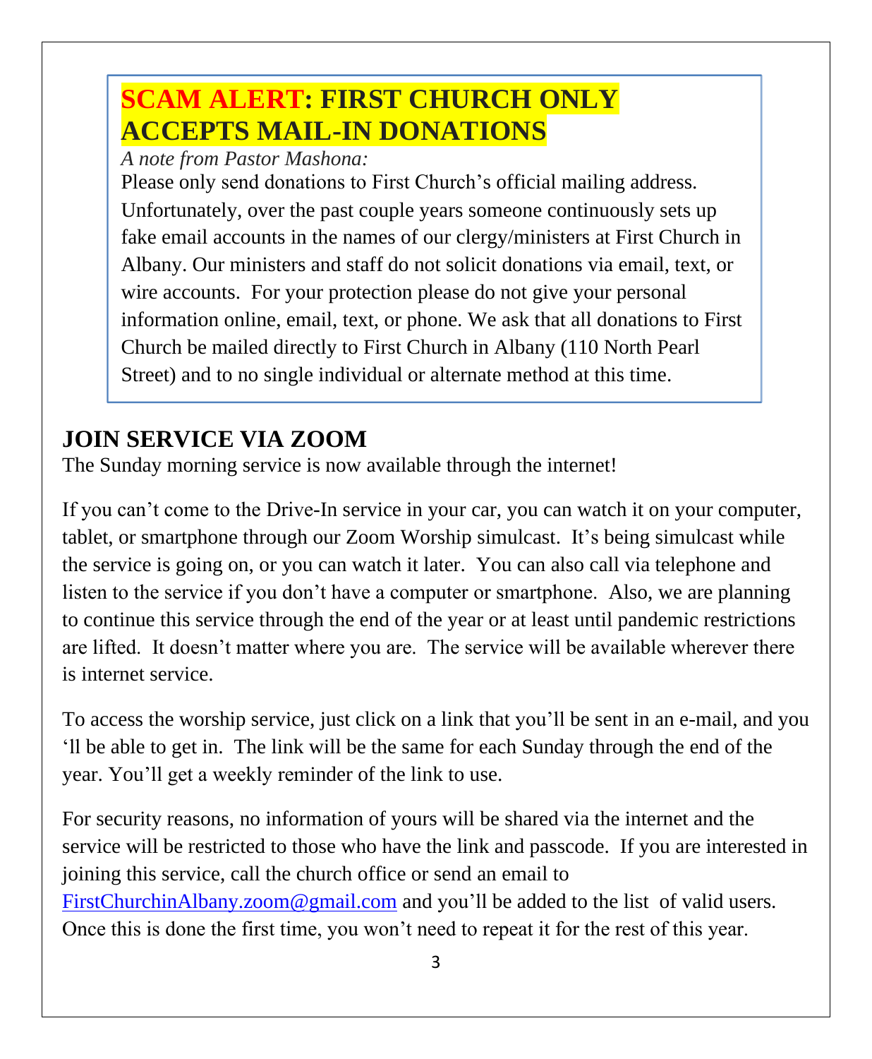## SCAM ALERT: FIRST CHURCH ONLY ACCEPTS MAIL-IN DONATIONS

*A note from Pastor Mashona:*

Please only send donations to First Church's official mailing address. Unfortunately, over the past couple years someone continuously sets up fake email accounts in the names of our clergy/ministers at First Church in Albany. Our ministers and staff do not solicit donations via email, text, or wire accounts. For your protection please do not give your personal information online, email, text, or phone. We ask that all donations to First Church be mailed directly to First Church in Albany (110 North Pearl Street) and to no single individual or alternate method at this time.

## JOIN SERVICE VIA ZOOM

The Sunday morning service is now available through the internet!

If you can't come to the Drive-In service in your car, you can watch it on your computer, tablet, or smartphone through our Zoom Worship simulcast. It's being simulcast while the service is going on, or you can watch it later. You can also call via telephone and listen to the service if you don't have a computer or smartphone. Also, we are planning to continue this service through the end of the year or at least until pandemic restrictions are lifted. It doesn't matter where you are. The service will be available wherever there is internet service.

To access the worship service, just click on a link that you'll be sent in an e-mail, and you 'll be able to get in. The link will be the same for each Sunday through the end of the year. You'll get a weekly reminder of the link to use.

For security reasons, no information of yours will be shared via the internet and the service will be restricted to those who have the link and passcode. If you are interested in joining this service, call the church office or send an email to FirstChurchinAlbany.zoom@gmail.com and you'll be added to the list of valid users. Once this is done the first time, you won't need to repeat it for the rest of this year.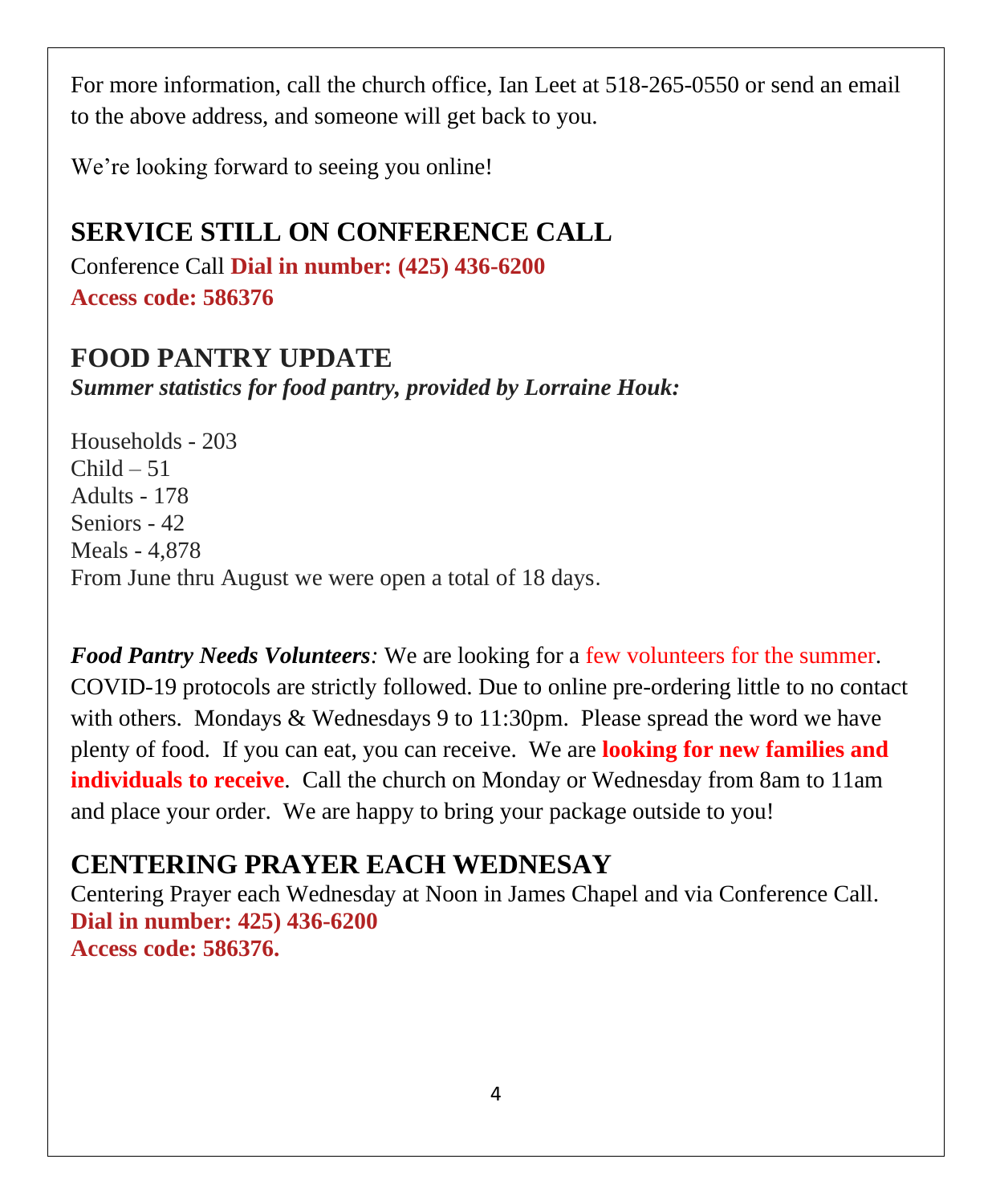For more information, call the church office, Ian Leet at 518-265-0550 or send an email to the above address, and someone will get back to you.

We're looking forward to seeing you online!

## SERVICE STILL ON CONFERENCE CALL

Conference Call **Dial in number: (425) 436-6200**
**Access code: 586376**

## FOOD PANTRY UPDATE

***Summer statistics for food pantry, provided by Lorraine Houk:***

Households - 203
Child – 51
Adults - 178
Seniors - 42
Meals - 4,878
From June thru August we were open a total of 18 days.

***Food Pantry Needs Volunteers****:* We are looking for a few volunteers for the summer. COVID-19 protocols are strictly followed. Due to online pre-ordering little to no contact with others. Mondays & Wednesdays 9 to 11:30pm. Please spread the word we have plenty of food. If you can eat, you can receive. We are **looking for new families and individuals to receive**. Call the church on Monday or Wednesday from 8am to 11am and place your order. We are happy to bring your package outside to you!

## CENTERING PRAYER EACH WEDNESAY

Centering Prayer each Wednesday at Noon in James Chapel and via Conference Call.
**Dial in number: 425) 436-6200**
**Access code: 586376.**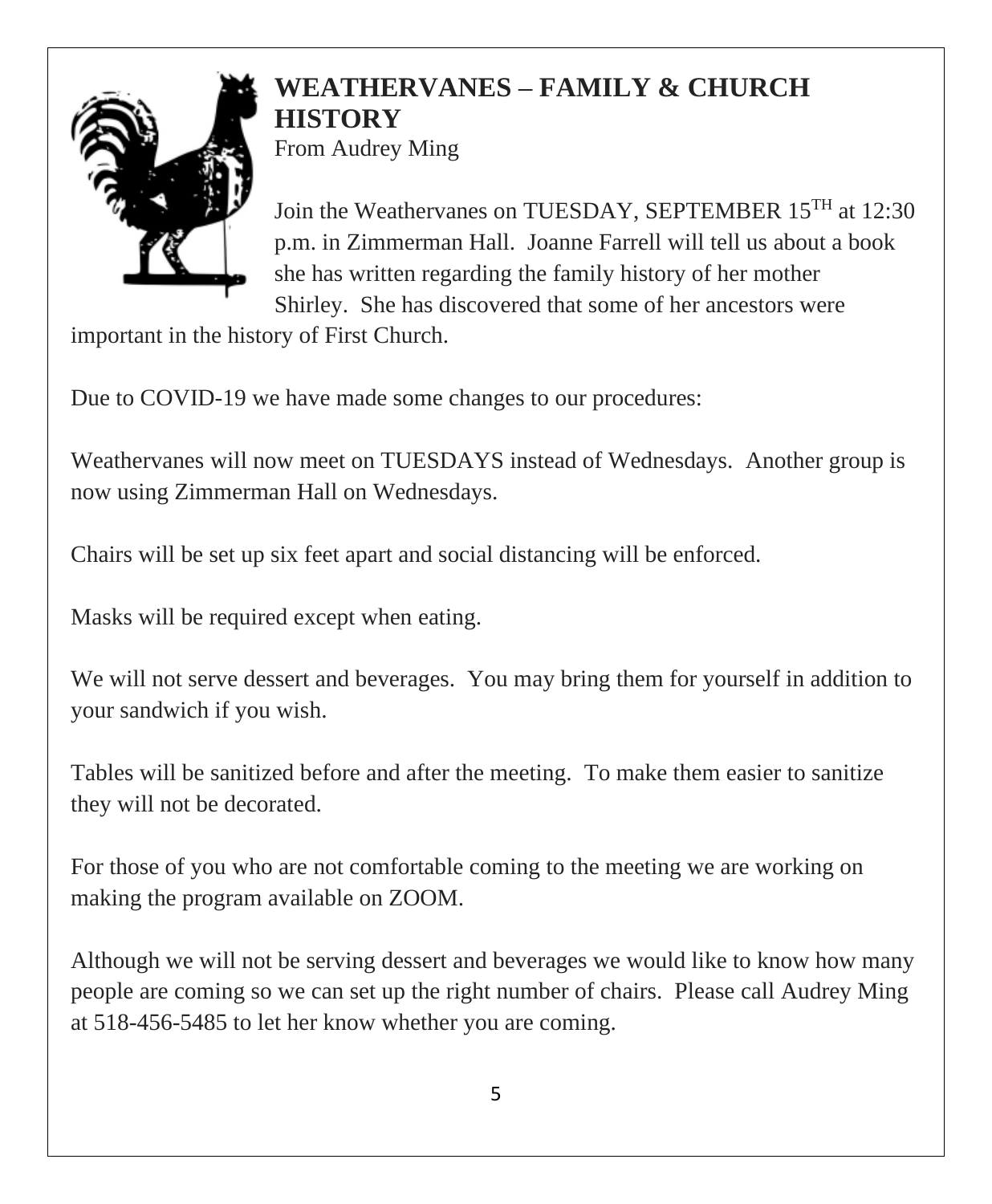## WEATHERVANES – FAMILY & CHURCH HISTORY

From Audrey Ming

Join the Weathervanes on TUESDAY, SEPTEMBER 15TH at 12:30 p.m. in Zimmerman Hall. Joanne Farrell will tell us about a book she has written regarding the family history of her mother Shirley. She has discovered that some of her ancestors were important in the history of First Church.

Due to COVID-19 we have made some changes to our procedures:

Weathervanes will now meet on TUESDAYS instead of Wednesdays. Another group is now using Zimmerman Hall on Wednesdays.

Chairs will be set up six feet apart and social distancing will be enforced.

Masks will be required except when eating.

We will not serve dessert and beverages. You may bring them for yourself in addition to your sandwich if you wish.

Tables will be sanitized before and after the meeting. To make them easier to sanitize they will not be decorated.

For those of you who are not comfortable coming to the meeting we are working on making the program available on ZOOM.

Although we will not be serving dessert and beverages we would like to know how many people are coming so we can set up the right number of chairs. Please call Audrey Ming at 518-456-5485 to let her know whether you are coming.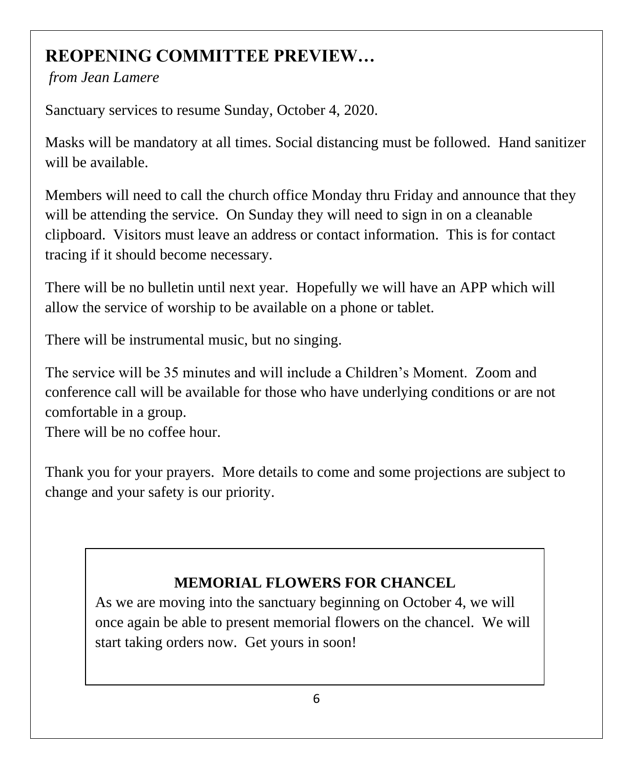## REOPENING COMMITTEE PREVIEW…

*from Jean Lamere*

Sanctuary services to resume Sunday, October 4, 2020.

Masks will be mandatory at all times. Social distancing must be followed. Hand sanitizer will be available.

Members will need to call the church office Monday thru Friday and announce that they will be attending the service. On Sunday they will need to sign in on a cleanable clipboard. Visitors must leave an address or contact information. This is for contact tracing if it should become necessary.

There will be no bulletin until next year. Hopefully we will have an APP which will allow the service of worship to be available on a phone or tablet.

There will be instrumental music, but no singing.

The service will be 35 minutes and will include a Children's Moment. Zoom and conference call will be available for those who have underlying conditions or are not comfortable in a group.
There will be no coffee hour.

Thank you for your prayers. More details to come and some projections are subject to change and your safety is our priority.

### MEMORIAL FLOWERS FOR CHANCEL

As we are moving into the sanctuary beginning on October 4, we will once again be able to present memorial flowers on the chancel. We will start taking orders now. Get yours in soon!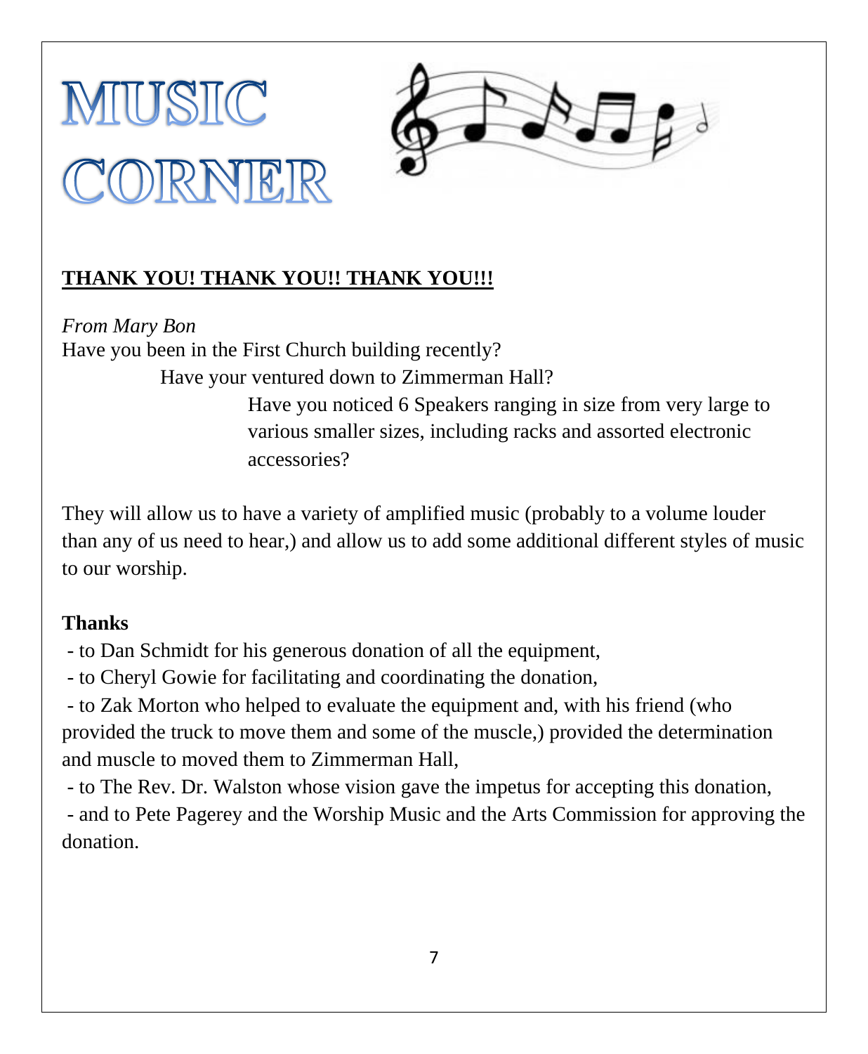# MUSIC CORNER

**THANK YOU! THANK YOU!! THANK YOU!!!**

*From Mary Bon*

Have you been in the First Church building recently?

Have your ventured down to Zimmerman Hall?

Have you noticed 6 Speakers ranging in size from very large to various smaller sizes, including racks and assorted electronic accessories?

They will allow us to have a variety of amplified music (probably to a volume louder than any of us need to hear,) and allow us to add some additional different styles of music to our worship.

**Thanks**

- to Dan Schmidt for his generous donation of all the equipment,
- to Cheryl Gowie for facilitating and coordinating the donation,
- to Zak Morton who helped to evaluate the equipment and, with his friend (who provided the truck to move them and some of the muscle,) provided the determination and muscle to moved them to Zimmerman Hall,
- to The Rev. Dr. Walston whose vision gave the impetus for accepting this donation,
- and to Pete Pagerey and the Worship Music and the Arts Commission for approving the donation.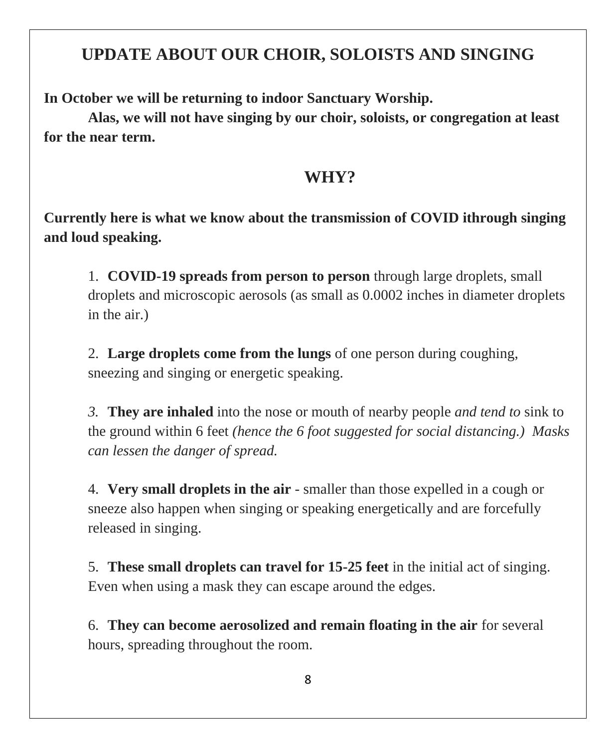## UPDATE ABOUT OUR CHOIR, SOLOISTS AND SINGING

**In October we will be returning to indoor Sanctuary Worship.**

**Alas, we will not have singing by our choir, soloists, or congregation at least for the near term.**

## WHY?

**Currently here is what we know about the transmission of COVID ithrough singing and loud speaking.**

1. **COVID-19 spreads from person to person** through large droplets, small droplets and microscopic aerosols (as small as 0.0002 inches in diameter droplets in the air.)

2. **Large droplets come from the lungs** of one person during coughing, sneezing and singing or energetic speaking.

3. **They are inhaled** into the nose or mouth of nearby people *and tend to* sink to the ground within 6 feet *(hence the 6 foot suggested for social distancing.) Masks can lessen the danger of spread.*

4. **Very small droplets in the air** - smaller than those expelled in a cough or sneeze also happen when singing or speaking energetically and are forcefully released in singing.

5. **These small droplets can travel for 15-25 feet** in the initial act of singing. Even when using a mask they can escape around the edges.

6. **They can become aerosolized and remain floating in the air** for several hours, spreading throughout the room.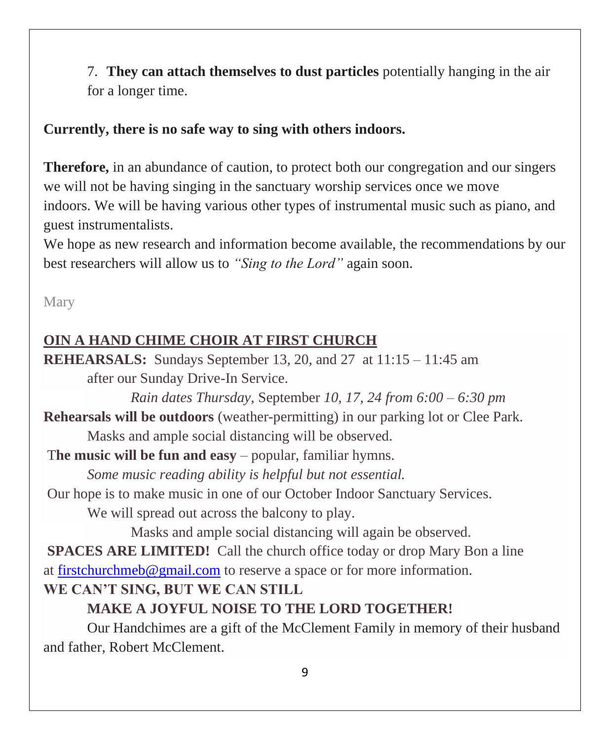7. **They can attach themselves to dust particles** potentially hanging in the air for a longer time.

**Currently, there is no safe way to sing with others indoors.**

**Therefore,** in an abundance of caution, to protect both our congregation and our singers we will not be having singing in the sanctuary worship services once we move indoors. We will be having various other types of instrumental music such as piano, and guest instrumentalists.

We hope as new research and information become available, the recommendations by our best researchers will allow us to *"Sing to the Lord"* again soon.

Mary

## OIN A HAND CHIME CHOIR AT FIRST CHURCH

**REHEARSALS:** Sundays September 13, 20, and 27 at 11:15 – 11:45 am after our Sunday Drive-In Service.

*Rain dates Thursday,* September *10, 17, 24 from 6:00 – 6:30 pm*

**Rehearsals will be outdoors** (weather-permitting) in our parking lot or Clee Park. Masks and ample social distancing will be observed.

T**he music will be fun and easy** – popular, familiar hymns.

*Some music reading ability is helpful but not essential.*

Our hope is to make music in one of our October Indoor Sanctuary Services.

We will spread out across the balcony to play.

Masks and ample social distancing will again be observed.

**SPACES ARE LIMITED!** Call the church office today or drop Mary Bon a line at firstchurchmeb@gmail.com to reserve a space or for more information.

**WE CAN'T SING, BUT WE CAN STILL**

**MAKE A JOYFUL NOISE TO THE LORD TOGETHER!**

Our Handchimes are a gift of the McClement Family in memory of their husband and father, Robert McClement.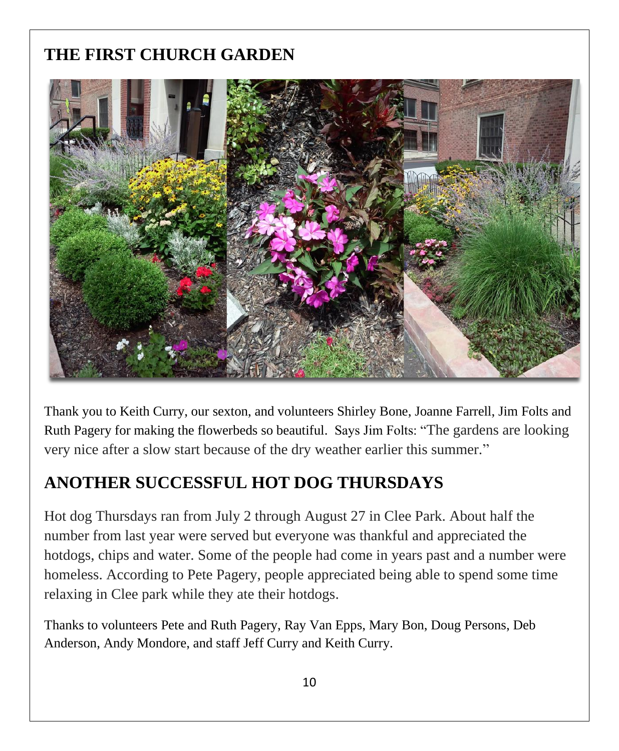## THE FIRST CHURCH GARDEN

Thank you to Keith Curry, our sexton, and volunteers Shirley Bone, Joanne Farrell, Jim Folts and Ruth Pagery for making the flowerbeds so beautiful. Says Jim Folts: "The gardens are looking very nice after a slow start because of the dry weather earlier this summer."

## ANOTHER SUCCESSFUL HOT DOG THURSDAYS

Hot dog Thursdays ran from July 2 through August 27 in Clee Park. About half the number from last year were served but everyone was thankful and appreciated the hotdogs, chips and water. Some of the people had come in years past and a number were homeless. According to Pete Pagery, people appreciated being able to spend some time relaxing in Clee park while they ate their hotdogs.

Thanks to volunteers Pete and Ruth Pagery, Ray Van Epps, Mary Bon, Doug Persons, Deb Anderson, Andy Mondore, and staff Jeff Curry and Keith Curry.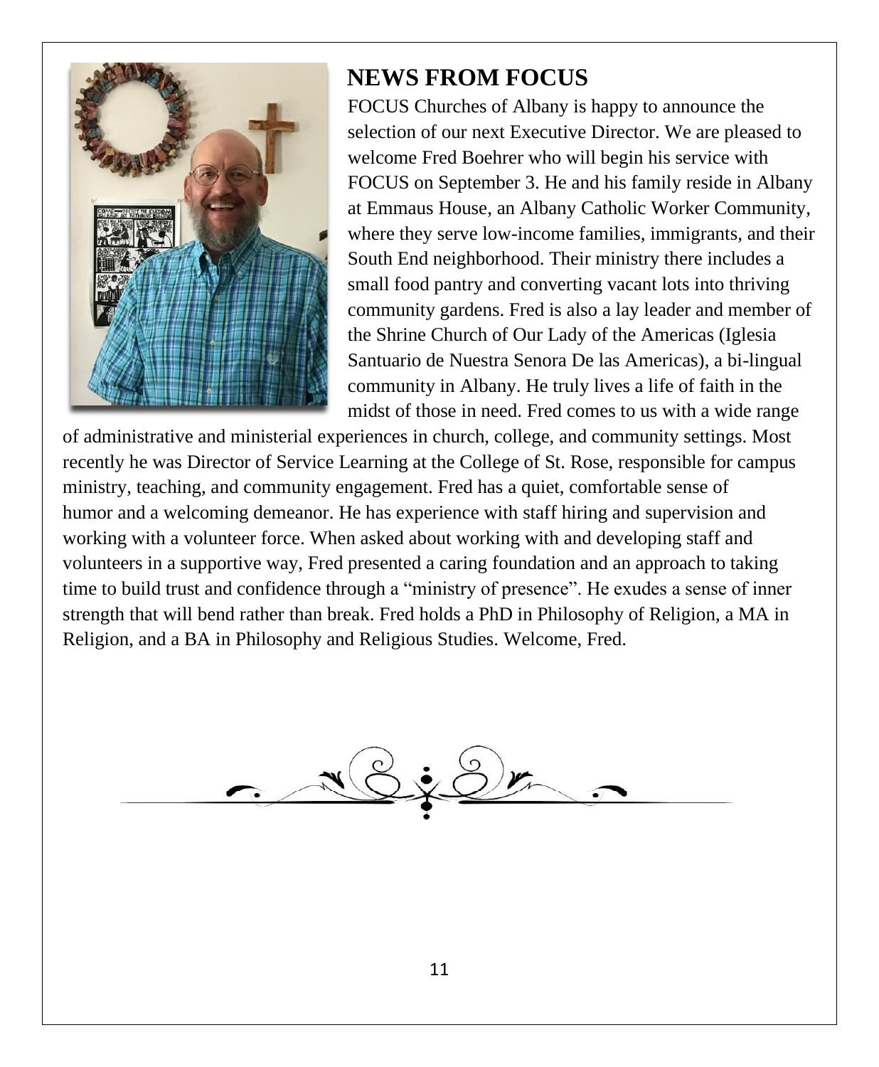## NEWS FROM FOCUS

FOCUS Churches of Albany is happy to announce the selection of our next Executive Director. We are pleased to welcome Fred Boehrer who will begin his service with FOCUS on September 3. He and his family reside in Albany at Emmaus House, an Albany Catholic Worker Community, where they serve low-income families, immigrants, and their South End neighborhood. Their ministry there includes a small food pantry and converting vacant lots into thriving community gardens. Fred is also a lay leader and member of the Shrine Church of Our Lady of the Americas (Iglesia Santuario de Nuestra Senora De las Americas), a bi-lingual community in Albany. He truly lives a life of faith in the midst of those in need. Fred comes to us with a wide range of administrative and ministerial experiences in church, college, and community settings. Most recently he was Director of Service Learning at the College of St. Rose, responsible for campus ministry, teaching, and community engagement. Fred has a quiet, comfortable sense of humor and a welcoming demeanor. He has experience with staff hiring and supervision and working with a volunteer force. When asked about working with and developing staff and volunteers in a supportive way, Fred presented a caring foundation and an approach to taking time to build trust and confidence through a "ministry of presence". He exudes a sense of inner strength that will bend rather than break. Fred holds a PhD in Philosophy of Religion, a MA in Religion, and a BA in Philosophy and Religious Studies. Welcome, Fred.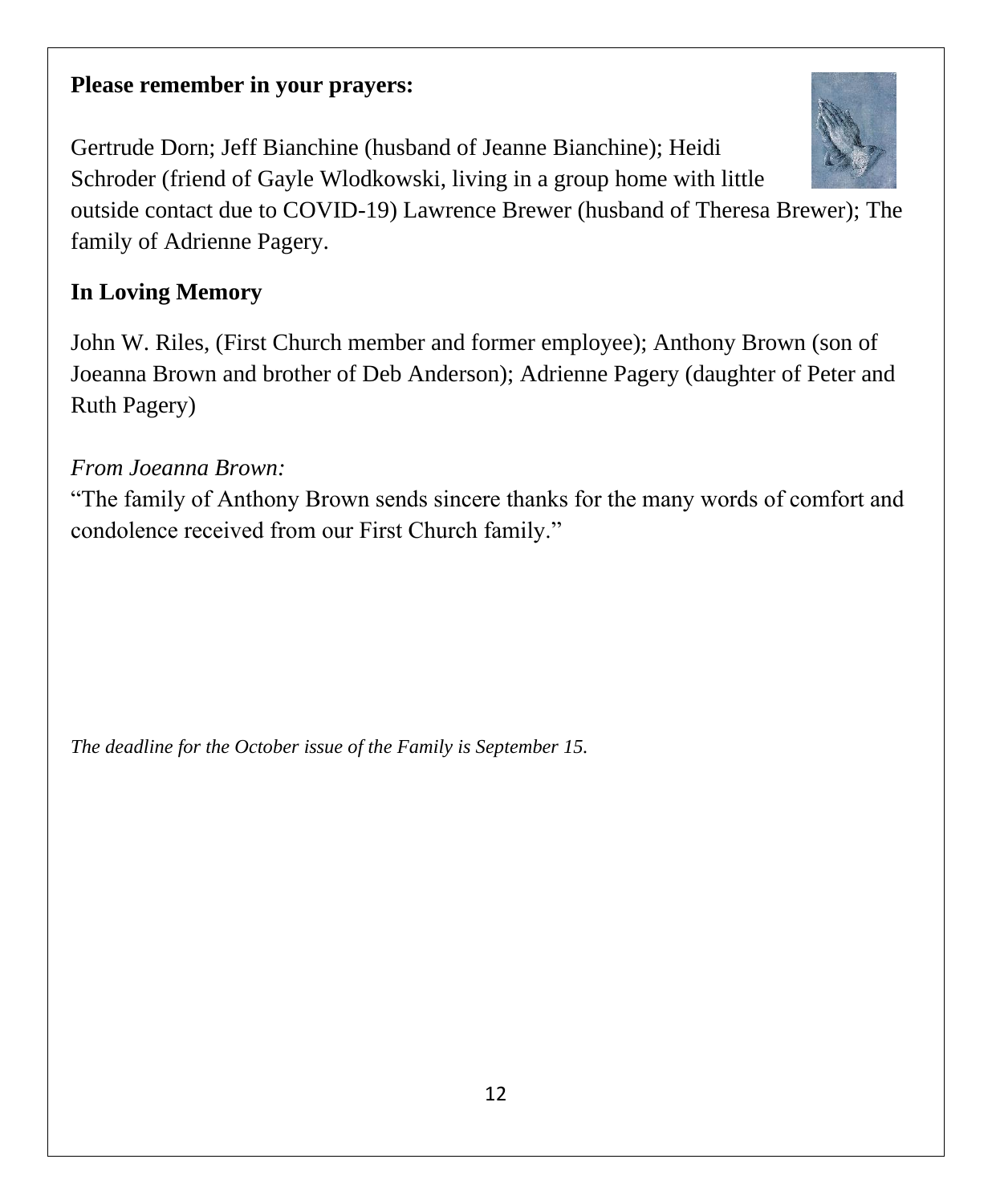**Please remember in your prayers:**

Gertrude Dorn; Jeff Bianchine (husband of Jeanne Bianchine); Heidi Schroder (friend of Gayle Wlodkowski, living in a group home with little outside contact due to COVID-19) Lawrence Brewer (husband of Theresa Brewer); The family of Adrienne Pagery.

**In Loving Memory**

John W. Riles, (First Church member and former employee); Anthony Brown (son of Joeanna Brown and brother of Deb Anderson); Adrienne Pagery (daughter of Peter and Ruth Pagery)

*From Joeanna Brown:*
"The family of Anthony Brown sends sincere thanks for the many words of comfort and condolence received from our First Church family."

*The deadline for the October issue of the Family is September 15.*